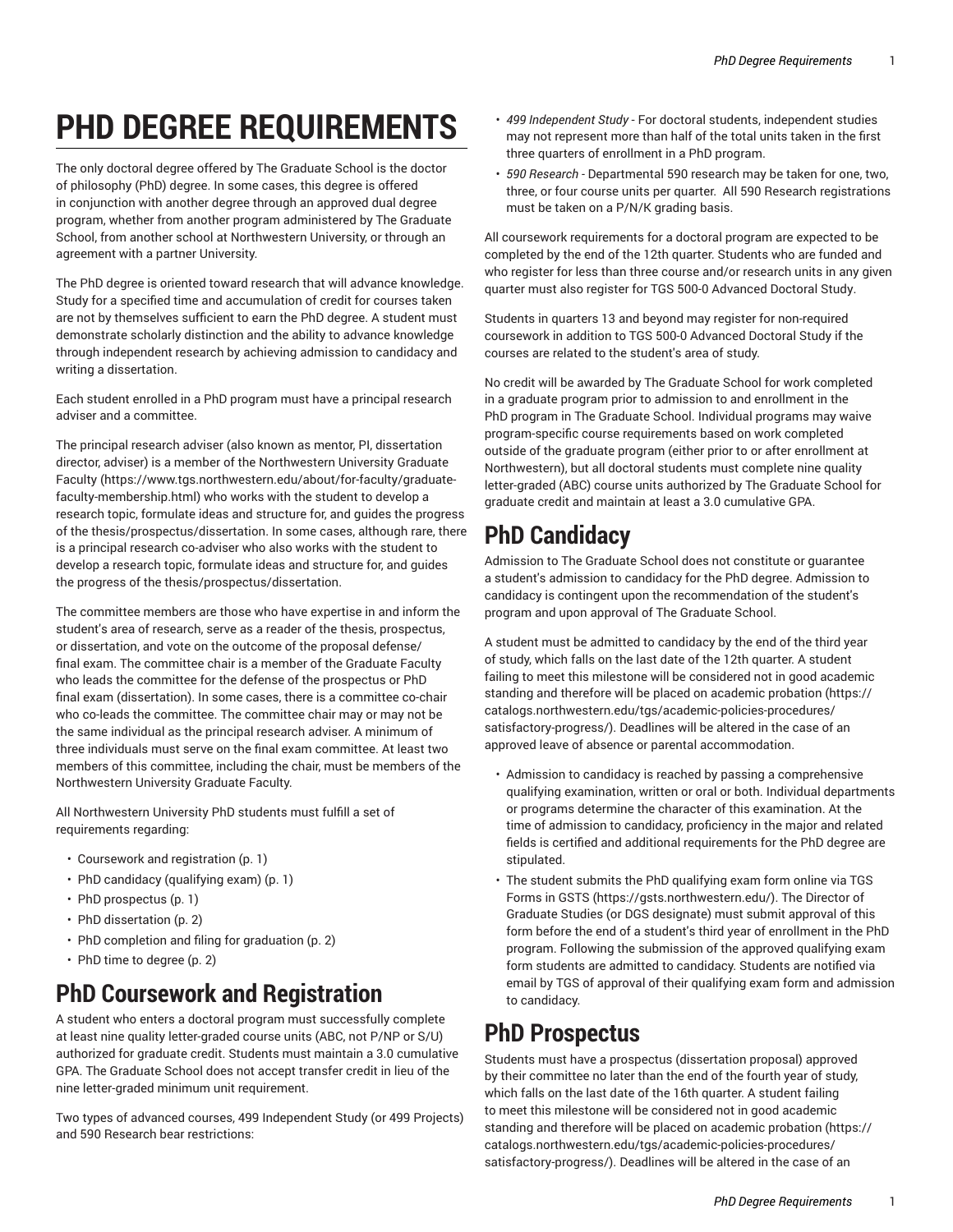# PHD DEGREE REQUIREMENTS

The only doctoral degree offered by The Graduate School is the doctor of philosophy (PhD) degree. In some cases, this degree is offered in conjunction with another degree through an approved dual degree program, whether from another program administered by The Graduate School, from another school at Northwestern University, or through an agreement with a partner University.

The PhD degree is oriented toward research that will advance knowledge. Study for a specified time and accumulation of credit for courses taken are not by themselves sufficient to earn the PhD degree. A student must demonstrate scholarly distinction and the ability to advance knowledge through independent research by achieving admission to candidacy and writing a dissertation.

Each student enrolled in a PhD program must have a principal research adviser and a committee.

The principal research adviser (also known as mentor, PI, dissertation director, adviser) is a member of the Northwestern University Graduate Faculty (https://www.tgs.northwestern.edu/about/for-faculty/graduate-faculty-membership.html) who works with the student to develop a research topic, formulate ideas and structure for, and guides the progress of the thesis/prospectus/dissertation. In some cases, although rare, there is a principal research co-adviser who also works with the student to develop a research topic, formulate ideas and structure for, and guides the progress of the thesis/prospectus/dissertation.

The committee members are those who have expertise in and inform the student's area of research, serve as a reader of the thesis, prospectus, or dissertation, and vote on the outcome of the proposal defense/final exam. The committee chair is a member of the Graduate Faculty who leads the committee for the defense of the prospectus or PhD final exam (dissertation). In some cases, there is a committee co-chair who co-leads the committee. The committee chair may or may not be the same individual as the principal research adviser. A minimum of three individuals must serve on the final exam committee. At least two members of this committee, including the chair, must be members of the Northwestern University Graduate Faculty.

All Northwestern University PhD students must fulfill a set of requirements regarding:

- Coursework and registration (p. 1)
- PhD candidacy (qualifying exam) (p. 1)
- PhD prospectus (p. 1)
- PhD dissertation (p. 2)
- PhD completion and filing for graduation (p. 2)
- PhD time to degree (p. 2)

## PhD Coursework and Registration

A student who enters a doctoral program must successfully complete at least nine quality letter-graded course units (ABC, not P/NP or S/U) authorized for graduate credit. Students must maintain a 3.0 cumulative GPA. The Graduate School does not accept transfer credit in lieu of the nine letter-graded minimum unit requirement.

Two types of advanced courses, 499 Independent Study (or 499 Projects) and 590 Research bear restrictions:

- *499 Independent Study* - For doctoral students, independent studies may not represent more than half of the total units taken in the first three quarters of enrollment in a PhD program.
- *590 Research* - Departmental 590 research may be taken for one, two, three, or four course units per quarter. All 590 Research registrations must be taken on a P/N/K grading basis.

All coursework requirements for a doctoral program are expected to be completed by the end of the 12th quarter. Students who are funded and who register for less than three course and/or research units in any given quarter must also register for TGS 500-0 Advanced Doctoral Study.

Students in quarters 13 and beyond may register for non-required coursework in addition to TGS 500-0 Advanced Doctoral Study if the courses are related to the student's area of study.

No credit will be awarded by The Graduate School for work completed in a graduate program prior to admission to and enrollment in the PhD program in The Graduate School. Individual programs may waive program-specific course requirements based on work completed outside of the graduate program (either prior to or after enrollment at Northwestern), but all doctoral students must complete nine quality letter-graded (ABC) course units authorized by The Graduate School for graduate credit and maintain at least a 3.0 cumulative GPA.

## PhD Candidacy

Admission to The Graduate School does not constitute or guarantee a student's admission to candidacy for the PhD degree. Admission to candidacy is contingent upon the recommendation of the student's program and upon approval of The Graduate School.

A student must be admitted to candidacy by the end of the third year of study, which falls on the last date of the 12th quarter. A student failing to meet this milestone will be considered not in good academic standing and therefore will be placed on academic probation (https://catalogs.northwestern.edu/tgs/academic-policies-procedures/satisfactory-progress/). Deadlines will be altered in the case of an approved leave of absence or parental accommodation.

- Admission to candidacy is reached by passing a comprehensive qualifying examination, written or oral or both. Individual departments or programs determine the character of this examination. At the time of admission to candidacy, proficiency in the major and related fields is certified and additional requirements for the PhD degree are stipulated.
- The student submits the PhD qualifying exam form online via TGS Forms in GSTS (https://gsts.northwestern.edu/). The Director of Graduate Studies (or DGS designate) must submit approval of this form before the end of a student's third year of enrollment in the PhD program. Following the submission of the approved qualifying exam form students are admitted to candidacy. Students are notified via email by TGS of approval of their qualifying exam form and admission to candidacy.

## PhD Prospectus

Students must have a prospectus (dissertation proposal) approved by their committee no later than the end of the fourth year of study, which falls on the last date of the 16th quarter. A student failing to meet this milestone will be considered not in good academic standing and therefore will be placed on academic probation (https://catalogs.northwestern.edu/tgs/academic-policies-procedures/satisfactory-progress/). Deadlines will be altered in the case of an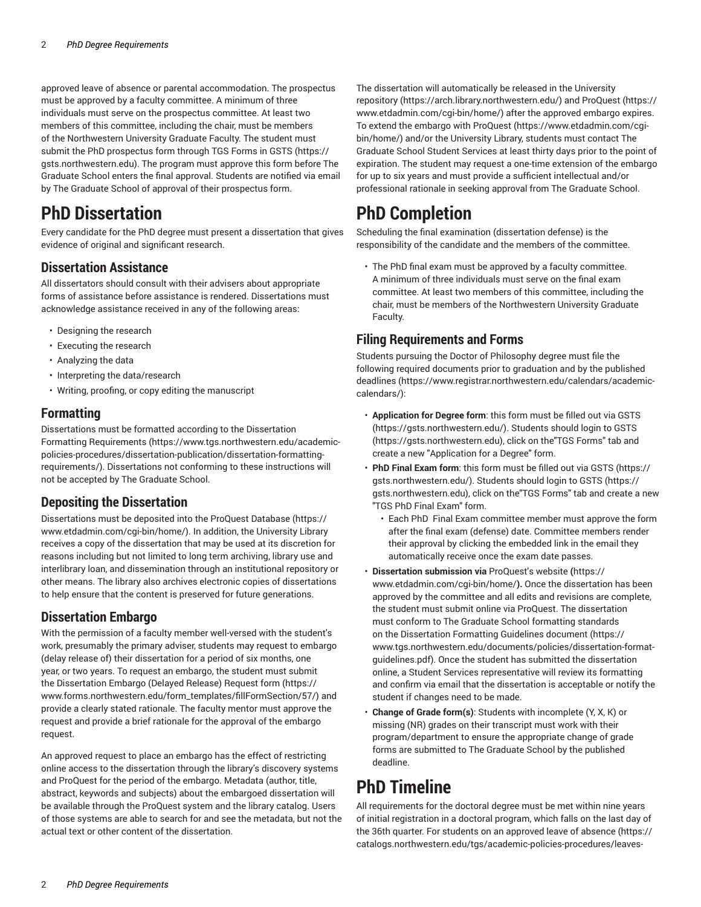approved leave of absence or parental accommodation. The prospectus must be approved by a faculty committee. A minimum of three individuals must serve on the prospectus committee. At least two members of this committee, including the chair, must be members of the Northwestern University Graduate Faculty. The student must submit the PhD prospectus form through TGS Forms in GSTS (https://gsts.northwestern.edu). The program must approve this form before The Graduate School enters the final approval. Students are notified via email by The Graduate School of approval of their prospectus form.

# PhD Dissertation

Every candidate for the PhD degree must present a dissertation that gives evidence of original and significant research.

## Dissertation Assistance

All dissertators should consult with their advisers about appropriate forms of assistance before assistance is rendered. Dissertations must acknowledge assistance received in any of the following areas:

- Designing the research
- Executing the research
- Analyzing the data
- Interpreting the data/research
- Writing, proofing, or copy editing the manuscript

## Formatting

Dissertations must be formatted according to the Dissertation Formatting Requirements (https://www.tgs.northwestern.edu/academic-policies-procedures/dissertation-publication/dissertation-formatting-requirements/). Dissertations not conforming to these instructions will not be accepted by The Graduate School.

## Depositing the Dissertation

Dissertations must be deposited into the ProQuest Database (https://www.etdadmin.com/cgi-bin/home/). In addition, the University Library receives a copy of the dissertation that may be used at its discretion for reasons including but not limited to long term archiving, library use and interlibrary loan, and dissemination through an institutional repository or other means. The library also archives electronic copies of dissertations to help ensure that the content is preserved for future generations.

## Dissertation Embargo

With the permission of a faculty member well-versed with the student's work, presumably the primary adviser, students may request to embargo (delay release of) their dissertation for a period of six months, one year, or two years. To request an embargo, the student must submit the Dissertation Embargo (Delayed Release) Request form (https://www.forms.northwestern.edu/form_templates/fillFormSection/57/) and provide a clearly stated rationale. The faculty mentor must approve the request and provide a brief rationale for the approval of the embargo request.

An approved request to place an embargo has the effect of restricting online access to the dissertation through the library's discovery systems and ProQuest for the period of the embargo. Metadata (author, title, abstract, keywords and subjects) about the embargoed dissertation will be available through the ProQuest system and the library catalog. Users of those systems are able to search for and see the metadata, but not the actual text or other content of the dissertation.

The dissertation will automatically be released in the University repository (https://arch.library.northwestern.edu/) and ProQuest (https://www.etdadmin.com/cgi-bin/home/) after the approved embargo expires. To extend the embargo with ProQuest (https://www.etdadmin.com/cgi-bin/home/) and/or the University Library, students must contact The Graduate School Student Services at least thirty days prior to the point of expiration. The student may request a one-time extension of the embargo for up to six years and must provide a sufficient intellectual and/or professional rationale in seeking approval from The Graduate School.

# PhD Completion

Scheduling the final examination (dissertation defense) is the responsibility of the candidate and the members of the committee.

- The PhD final exam must be approved by a faculty committee. A minimum of three individuals must serve on the final exam committee. At least two members of this committee, including the chair, must be members of the Northwestern University Graduate Faculty.

## Filing Requirements and Forms

Students pursuing the Doctor of Philosophy degree must file the following required documents prior to graduation and by the published deadlines (https://www.registrar.northwestern.edu/calendars/academic-calendars/):

- **Application for Degree form**: this form must be filled out via GSTS (https://gsts.northwestern.edu/). Students should login to GSTS (https://gsts.northwestern.edu), click on the"TGS Forms" tab and create a new "Application for a Degree" form.
- **PhD Final Exam form**: this form must be filled out via GSTS (https://gsts.northwestern.edu/). Students should login to GSTS (https://gsts.northwestern.edu), click on the"TGS Forms" tab and create a new "TGS PhD Final Exam" form.
  - Each PhD Final Exam committee member must approve the form after the final exam (defense) date. Committee members render their approval by clicking the embedded link in the email they automatically receive once the exam date passes.
- **Dissertation submission via** ProQuest's website **(**https://www.etdadmin.com/cgi-bin/home/**).** Once the dissertation has been approved by the committee and all edits and revisions are complete, the student must submit online via ProQuest. The dissertation must conform to The Graduate School formatting standards on the Dissertation Formatting Guidelines document (https://www.tgs.northwestern.edu/documents/policies/dissertation-format-guidelines.pdf). Once the student has submitted the dissertation online, a Student Services representative will review its formatting and confirm via email that the dissertation is acceptable or notify the student if changes need to be made.
- **Change of Grade form(s)**: Students with incomplete (Y, X, K) or missing (NR) grades on their transcript must work with their program/department to ensure the appropriate change of grade forms are submitted to The Graduate School by the published deadline.

# PhD Timeline

All requirements for the doctoral degree must be met within nine years of initial registration in a doctoral program, which falls on the last day of the 36th quarter. For students on an approved leave of absence (https://catalogs.northwestern.edu/tgs/academic-policies-procedures/leaves-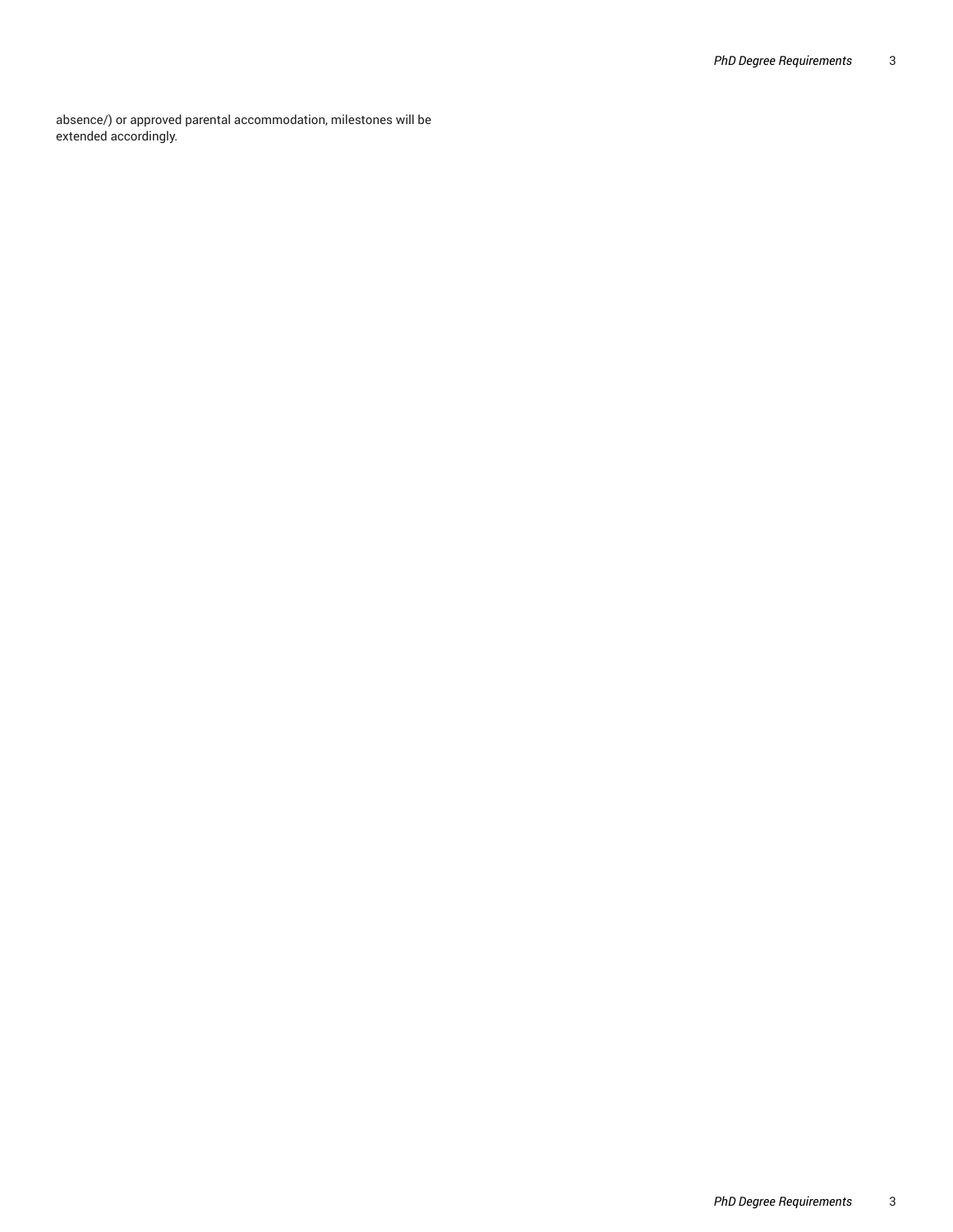absence/) or approved parental accommodation, milestones will be extended accordingly.